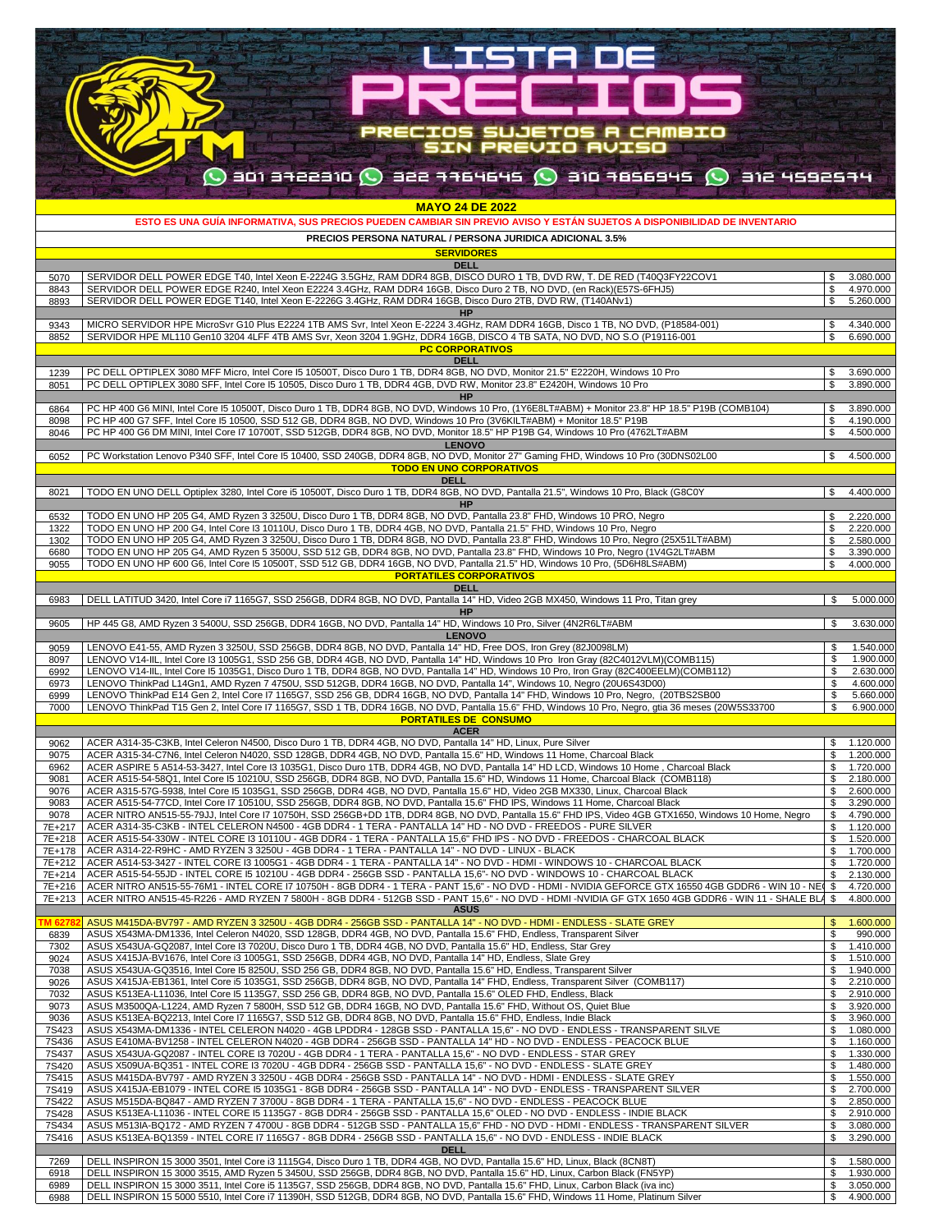# LISTA DE PRECIOS

PRECIOS SUJETOS A CAMBIO SIN PREVIO AVISO

301 3722310 · 322 7764645 · 310 7856545 · 312 4592574

**MAYO 24 DE 2022**

**ESTO ES UNA GUÍA INFORMATIVA, SUS PRECIOS PUEDEN CAMBIAR SIN PREVIO AVISO Y ESTÁN SUJETOS A DISPONIBILIDAD DE INVENTARIO**

**PRECIOS PERSONA NATURAL / PERSONA JURIDICA ADICIONAL 3.5%**

| Código | Descripción | Precio |
|---|---|---|
| | **SERVIDORES** | |
| | **DELL** | |
| 5070 | SERVIDOR DELL POWER EDGE T40, Intel Xeon E-2224G 3.5GHz, RAM DDR4 8GB, DISCO DURO 1 TB, DVD RW, T. DE RED (T40Q3FY22COV1 | $ 3.080.000 |
| 8843 | SERVIDOR DELL POWER EDGE R240, Intel Xeon E2224 3.4GHz, RAM DDR4 16GB, Disco Duro 2 TB, NO DVD, (en Rack)(E57S-6FHJ5) | $ 4.970.000 |
| 8893 | SERVIDOR DELL POWER EDGE T140, Intel Xeon E-2226G 3.4GHz, RAM DDR4 16GB, Disco Duro 2TB, DVD RW, (T140ANv1) | $ 5.260.000 |
| | **HP** | |
| 9343 | MICRO SERVIDOR HPE MicroSvr G10 Plus E2224 1TB AMS Svr, Intel Xeon E-2224 3.4GHz, RAM DDR4 16GB, Disco 1 TB, NO DVD, (P18584-001) | $ 4.340.000 |
| 8852 | SERVIDOR HPE ML110 Gen10 3204 4LFF 4TB AMS Svr, Xeon 3204 1.9GHz, DDR4 16GB, DISCO 4 TB SATA, NO DVD, NO S.O (P19116-001 | $ 6.690.000 |
| | **PC CORPORATIVOS** | |
| | **DELL** | |
| 1239 | PC DELL OPTIPLEX 3080 MFF Micro, Intel Core I5 10500T, Disco Duro 1 TB, DDR4 8GB, NO DVD, Monitor 21.5" E2220H, Windows 10 Pro | $ 3.690.000 |
| 8051 | PC DELL OPTIPLEX 3080 SFF, Intel Core I5 10505, Disco Duro 1 TB, DDR4 4GB, DVD RW, Monitor 23.8" E2420H, Windows 10 Pro | $ 3.890.000 |
| | **HP** | |
| 6864 | PC HP 400 G6 MINI, Intel Core I5 10500T, Disco Duro 1 TB, DDR4 8GB, NO DVD, Windows 10 Pro, (1Y6E8LT#ABM) + Monitor 23.8" HP 18.5" P19B (COMB104) | $ 3.890.000 |
| 8098 | PC HP 400 G7 SFF, Intel Core I5 10500, SSD 512 GB, DDR4 8GB, NO DVD, Windows 10 Pro (3V6KILT#ABM) + Monitor 18.5" P19B | $ 4.190.000 |
| 8046 | PC HP 400 G6 DM MINI, Intel Core I7 10700T, SSD 512GB, DDR4 8GB, NO DVD, Monitor 18.5" HP P19B G4, Windows 10 Pro (4762LT#ABM | $ 4.500.000 |
| | **LENOVO** | |
| 6052 | PC Workstation Lenovo P340 SFF, Intel Core I5 10400, SSD 240GB, DDR4 8GB, NO DVD, Monitor 27" Gaming FHD, Windows 10 Pro (30DNS02L00 | $ 4.500.000 |
| | **TODO EN UNO CORPORATIVOS** | |
| | **DELL** | |
| 8021 | TODO EN UNO DELL Optiplex 3280, Intel Core i5 10500T, Disco Duro 1 TB, DDR4 8GB, NO DVD, Pantalla 21.5", Windows 10 Pro, Black (G8C0Y | $ 4.400.000 |
| | **HP** | |
| 6532 | TODO EN UNO HP 205 G4, AMD Ryzen 3 3250U, Disco Duro 1 TB, DDR4 8GB, NO DVD, Pantalla 23.8" FHD, Windows 10 PRO, Negro | $ 2.220.000 |
| 1322 | TODO EN UNO HP 200 G4, Intel Core I3 10110U, Disco Duro 1 TB, DDR4 4GB, NO DVD, Pantalla 21.5" FHD, Windows 10 Pro, Negro | $ 2.220.000 |
| 1302 | TODO EN UNO HP 205 G4, AMD Ryzen 3 3250U, Disco Duro 1 TB, DDR4 8GB, NO DVD, Pantalla 23.8" FHD, Windows 10 Pro, Negro (25X51LT#ABM) | $ 2.580.000 |
| 6680 | TODO EN UNO HP 205 G4, AMD Ryzen 5 3500U, SSD 512 GB, DDR4 8GB, NO DVD, Pantalla 23.8" FHD, Windows 10 Pro, Negro (1V4G2LT#ABM | $ 3.390.000 |
| 9055 | TODO EN UNO HP 600 G6, Intel Core I5 10500T, SSD 512 GB, DDR4 16GB, NO DVD, Pantalla 21.5" HD, Windows 10 Pro, (5D6H8LS#ABM) | $ 4.000.000 |
| | **PORTATILES CORPORATIVOS** | |
| | **DELL** | |
| 6983 | DELL LATITUD 3420, Intel Core i7 1165G7, SSD 256GB, DDR4 8GB, NO DVD, Pantalla 14" HD, Video 2GB MX450, Windows 11 Pro, Titan grey | $ 5.000.000 |
| | **HP** | |
| 9605 | HP 445 G8, AMD Ryzen 3 5400U, SSD 256GB, DDR4 16GB, NO DVD, Pantalla 14" HD, Windows 10 Pro, Silver (4N2R6LT#ABM | $ 3.630.000 |
| | **LENOVO** | |
| 9059 | LENOVO E41-55, AMD Ryzen 3 3250U, SSD 256GB, DDR4 8GB, NO DVD, Pantalla 14" HD, Free DOS, Iron Grey (82J0098LM) | $ 1.540.000 |
| 8097 | LENOVO V14-IIL, Intel Core I3 1005G1, SSD 256 GB, DDR4 4GB, NO DVD, Pantalla 14" HD, Windows 10 Pro Iron Gray (82C4012VLM)(COMB115) | $ 1.900.000 |
| 6992 | LENOVO V14-IIL, Intel Core I5 1035G1, Disco Duro 1 TB, DDR4 8GB, NO DVD, Pantalla 14" HD, Windows 10 Pro, Iron Gray (82C400EELM)(COMB112) | $ 2.630.000 |
| 6973 | LENOVO ThinkPad L14Gn1, AMD Ryzen 7 4750U, SSD 512GB, DDR4 16GB, NO DVD, Pantalla 14", Windows 10, Negro (20U6S43D00) | $ 4.600.000 |
| 6999 | LENOVO ThinkPad E14 Gen 2, Intel Core I7 1165G7, SSD 256 GB, DDR4 16GB, NO DVD, Pantalla 14" FHD, Windows 10 Pro, Negro, (20TBS2SB00 | $ 5.660.000 |
| 7000 | LENOVO ThinkPad T15 Gen 2, Intel Core I7 1165G7, SSD 1 TB, DDR4 16GB, NO DVD, Pantalla 15.6" FHD, Windows 10 Pro, Negro, gtia 36 meses (20W5S33700 | $ 6.900.000 |
| | **PORTATILES DE CONSUMO** | |
| | **ACER** | |
| 9062 | ACER A314-35-C3KB, Intel Celeron N4500, Disco Duro 1 TB, DDR4 4GB, NO DVD, Pantalla 14" HD, Linux, Pure Silver | $ 1.120.000 |
| 9075 | ACER A315-34-C7N6, Intel Celeron N4020, SSD 128GB, DDR4 4GB, NO DVD, Pantalla 15.6" HD, Windows 11 Home, Charcoal Black | $ 1.200.000 |
| 6962 | ACER ASPIRE 5 A514-53-3427, Intel Core I3 1035G1, Disco Duro 1TB, DDR4 4GB, NO DVD, Pantalla 14" HD LCD, Windows 10 Home , Charcoal Black | $ 1.720.000 |
| 9081 | ACER A515-54-58Q1, Intel Core I5 10210U, SSD 256GB, DDR4 8GB, NO DVD, Pantalla 15.6" HD, Windows 11 Home, Charcoal Black (COMB118) | $ 2.180.000 |
| 9076 | ACER A315-57G-5938, Intel Core I5 1035G1, SSD 256GB, DDR4 8GB, NO DVD, Pantalla 15.6" HD, Video 2GB MX330, Linux, Charcoal Black | $ 2.600.000 |
| 9083 | ACER A515-54-77CD, Intel Core I7 10510U, SSD 256GB, DDR4 8GB, NO DVD, Pantalla 15.6" FHD IPS, Windows 11 Home, Charcoal Black | $ 3.290.000 |
| 9078 | ACER NITRO AN515-55-79JJ, Intel Core I7 10750H, SSD 256GB+DD 1TB, DDR4 8GB, NO DVD, Pantalla 15.6" FHD IPS, Video 4GB GTX1650, Windows 10 Home, Negro | $ 4.790.000 |
| 7E+217 | ACER A314-35-C3KB - INTEL CELERON N4500 - 4GB DDR4 - 1 TERA - PANTALLA 14" HD - NO DVD - FREEDOS - PURE SILVER | $ 1.120.000 |
| 7E+218 | ACER A515-54-330W - INTEL CORE I3 10110U - 4GB DDR4 - 1 TERA - PANTALLA 15,6" FHD IPS - NO DVD - FREEDOS - CHARCOAL BLACK | $ 1.520.000 |
| 7E+178 | ACER A314-22-R9HC - AMD RYZEN 3 3250U - 4GB DDR4 - 1 TERA - PANTALLA 14" - NO DVD - LINUX - BLACK | $ 1.700.000 |
| 7E+212 | ACER A514-53-3427 - INTEL CORE I3 1005G1 - 4GB DDR4 - 1 TERA - PANTALLA 14" - NO DVD - HDMI - WINDOWS 10 - CHARCOAL BLACK | $ 1.720.000 |
| 7E+214 | ACER A515-54-55JD - INTEL CORE I5 10210U - 4GB DDR4 - 256GB SSD - PANTALLA 15,6"- NO DVD - WINDOWS 10 - CHARCOAL BLACK | $ 2.130.000 |
| 7E+216 | ACER NITRO AN515-55-76M1 - INTEL CORE I7 10750H - 8GB DDR4 - 1 TERA - PANT 15,6" - NO DVD - HDMI - NVIDIA GEFORCE GTX 16550 4GB GDDR6 - WIN 10 - NE | $ 4.720.000 |
| 7E+213 | ACER NITRO AN515-45-R226 - AMD RYZEN 7 5800H - 8GB DDR4 - 512GB SSD - PANT 15,6" - NO DVD - HDMI -NVIDIA GF GTX 1650 4GB GDDR6 - WIN 11 - SHALE BL | $ 4.800.000 |
| | **ASUS** | |
| TM 62782 | ASUS M415DA-BV797 - AMD RYZEN 3 3250U - 4GB DDR4 - 256GB SSD - PANTALLA 14" - NO DVD - HDMI - ENDLESS - SLATE GREY | $ 1.600.000 |
| 6839 | ASUS X543MA-DM1336, Intel Celeron N4020, SSD 128GB, DDR4 4GB, NO DVD, Pantalla 15.6" FHD, Endless, Transparent Silver | $ 990.000 |
| 7302 | ASUS X543UA-GQ2087, Intel Core I3 7020U, Disco Duro 1 TB, DDR4 4GB, NO DVD, Pantalla 15.6" HD, Endless, Star Grey | $ 1.410.000 |
| 9024 | ASUS X415JA-BV1676, Intel Core i3 1005G1, SSD 256GB, DDR4 4GB, NO DVD, Pantalla 14" HD, Endless, Slate Grey | $ 1.510.000 |
| 7038 | ASUS X543UA-GQ3516, Intel Core I5 8250U, SSD 256 GB, DDR4 8GB, NO DVD, Pantalla 15.6" HD, Endless, Transparent Silver | $ 1.940.000 |
| 9026 | ASUS X415JA-EB1361, Intel Core I5 1035G1, SSD 256GB, DDR4 8GB, NO DVD, Pantalla 14" FHD, Endless, Transparent Silver (COMB117) | $ 2.210.000 |
| 7032 | ASUS K513EA-L11036, Intel Core I5 1135G7, SSD 256 GB, DDR4 8GB, NO DVD, Pantalla 15.6" OLED FHD, Endless, Black | $ 2.910.000 |
| 9073 | ASUS M3500QA-L1224, AMD Ryzen 7 5800H, SSD 512 GB, DDR4 16GB, NO DVD, Pantalla 15.6" FHD, Without OS, Quiet Blue | $ 3.920.000 |
| 9036 | ASUS K513EA-BQ2213, Intel Core I7 1165G7, SSD 512 GB, DDR4 8GB, NO DVD, Pantalla 15.6" FHD, Endless, Indie Black | $ 3.960.000 |
| 7S423 | ASUS X543MA-DM1336 - INTEL CELERON N4020 - 4GB LPDDR4 - 128GB SSD - PANTALLA 15,6" - NO DVD - ENDLESS - TRANSPARENT SILVE | $ 1.080.000 |
| 7S436 | ASUS E410MA-BV1258 - INTEL CELERON N4020 - 4GB DDR4 - 256GB SSD - PANTALLA 14" HD - NO DVD - ENDLESS - PEACOCK BLUE | $ 1.160.000 |
| 7S437 | ASUS X543UA-GQ2087 - INTEL CORE I3 7020U - 4GB DDR4 - 1 TERA - PANTALLA 15,6" - NO DVD - ENDLESS - STAR GREY | $ 1.330.000 |
| 7S420 | ASUS X509UA-BQ351 - INTEL CORE I3 7020U - 4GB DDR4 - 256GB SSD - PANTALLA 15,6" - NO DVD - ENDLESS - SLATE GREY | $ 1.480.000 |
| 7S415 | ASUS M415DA-BV797 - AMD RYZEN 3 3250U - 4GB DDR4 - 256GB SSD - PANTALLA 14" - NO DVD - HDMI - ENDLESS - SLATE GREY | $ 1.550.000 |
| 7S419 | ASUS X415JA-EB1079 - INTEL CORE I5 1035G1 - 8GB DDR4 - 256GB SSD - PANTALLA 14" - NO DVD - ENDLESS - TRANSPARENT SILVER | $ 2.700.000 |
| 7S422 | ASUS M515DA-BQ847 - AMD RYZEN 7 3700U - 8GB DDR4 - 1 TERA - PANTALLA 15,6" - NO DVD - ENDLESS - PEACOCK BLUE | $ 2.850.000 |
| 7S428 | ASUS K513EA-L11036 - INTEL CORE I5 1135G7 - 8GB DDR4 - 256GB SSD - PANTALLA 15,6" OLED - NO DVD - ENDLESS - INDIE BLACK | $ 2.910.000 |
| 7S434 | ASUS M513IA-BQ172 - AMD RYZEN 7 4700U - 8GB DDR4 - 512GB SSD - PANTALLA 15,6" FHD - NO DVD - HDMI - ENDLESS - TRANSPARENT SILVER | $ 3.080.000 |
| 7S416 | ASUS K513EA-BQ1359 - INTEL CORE I7 1165G7 - 8GB DDR4 - 256GB SSD - PANTALLA 15,6" - NO DVD - ENDLESS - INDIE BLACK | $ 3.290.000 |
| | **DELL** | |
| 7269 | DELL INSPIRON 15 3000 3501, Intel Core i3 1115G4, Disco Duro 1 TB, DDR4 4GB, NO DVD, Pantalla 15.6" HD, Linux, Black (8CN8T) | $ 1.580.000 |
| 6918 | DELL INSPIRON 15 3000 3515, AMD Ryzen 5 3450U, SSD 256GB, DDR4 8GB, NO DVD, Pantalla 15.6" HD, Linux, Carbon Black (FN5YP) | $ 1.930.000 |
| 6989 | DELL INSPIRON 15 3000 3511, Intel Core I5 1135G7, SSD 256GB, DDR4 8GB, NO DVD, Pantalla 15.6" FHD, Linux, Carbon Black (iva inc) | $ 3.050.000 |
| 6988 | DELL INSPIRON 15 5000 5510, Intel Core i7 11390H, SSD 512GB, DDR4 8GB, NO DVD, Pantalla 15.6" FHD, Windows 11 Home, Platinum Silver | $ 4.900.000 |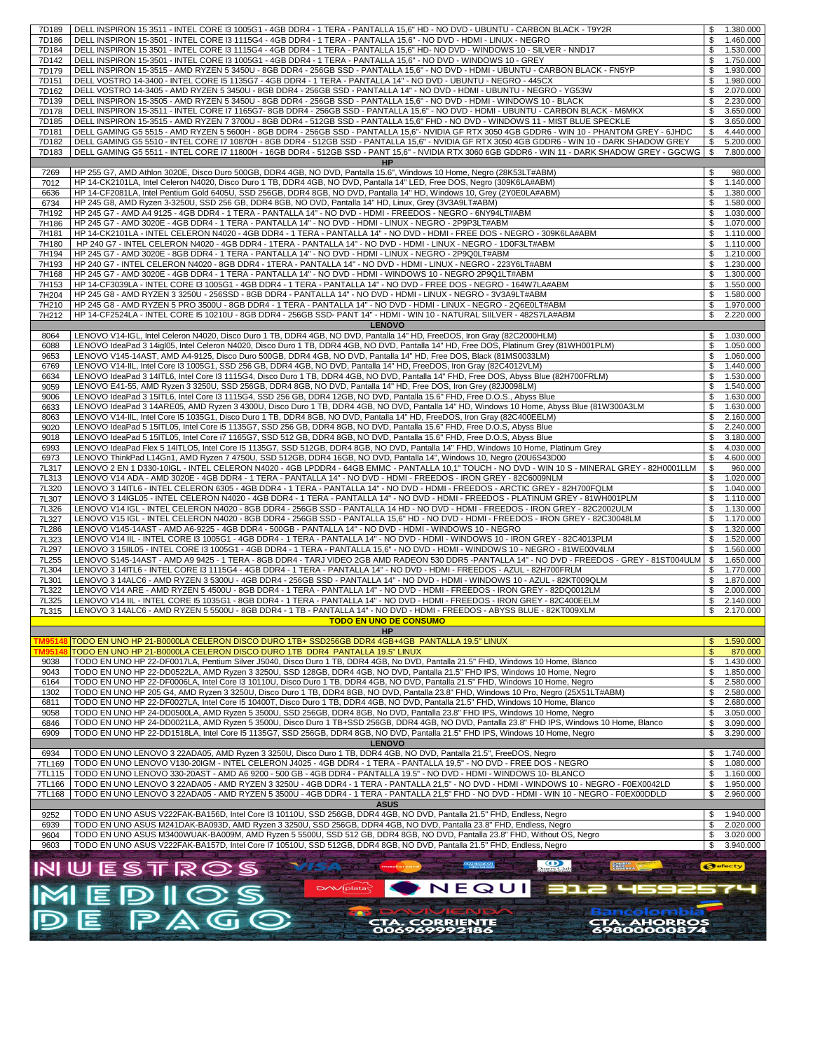| | | | |
|---|---|---|---|
| 7D189 | DELL INSPIRON 15 3511 - INTEL CORE I3 1005G1 - 4GB DDR4 - 1 TERA - PANTALLA 15,6" HD - NO DVD - UBUNTU - CARBON BLACK - T9Y2R | $ | 1.380.000 |
| 7D186 | DELL INSPIRON 15-3501 - INTEL CORE I3 1115G4 - 4GB DDR4 - 1 TERA - PANTALLA 15,6" - NO DVD - HDMI - LINUX - NEGRO | $ | 1.460.000 |
| 7D184 | DELL INSPIRON 15 3501 - INTEL CORE I3 1115G4 - 4GB DDR4 - 1 TERA - PANTALLA 15,6" HD- NO DVD - WINDOWS 10 - SILVER - NND17 | $ | 1.530.000 |
| 7D142 | DELL INSPIRON 15-3501 - INTEL CORE I3 1005G1 - 4GB DDR4 - 1 TERA - PANTALLA 15,6" - NO DVD - WINDOWS 10 - GREY | $ | 1.750.000 |
| 7D179 | DELL INSPIRON 15-3515 - AMD RYZEN 5 3450U - 8GB DDR4 - 256GB SSD - PANTALLA 15,6" - NO DVD - HDMI - UBUNTU - CARBON BLACK - FN5YP | $ | 1.930.000 |
| 7D151 | DELL VOSTRO 14-3400 - INTEL CORE I3 1135G7 - 4GB DDR4 - 1 TERA - PANTALLA 14" - NO DVD - UBUNTU - NEGRO - 445CX | $ | 1.980.000 |
| 7D162 | DELL VOSTRO 14-3405 - AMD RYZEN 5 3450U - 8GB DDR4 - 256GB SSD - PANTALLA 14" - NO DVD - HDMI - UBUNTU - NEGRO - YG53W | $ | 2.070.000 |
| 7D139 | DELL INSPIRON 15-3505 - AMD RYZEN 5 3450U - 8GB DDR4 - 256GB SSD - PANTALLA 15,6" - NO DVD - HDMI - WINDOWS 10 - BLACK | $ | 2.230.000 |
| 7D178 | DELL INSPIRON 15-3511 - INTEL CORE I7 1165G7- 8GB DDR4 - 256GB SSD - PANTALLA 15,6" - NO DVD - HDMI - UBUNTU - CARBON BLACK - M6MKX | $ | 3.650.000 |
| 7D185 | DELL INSPIRON 15-3515 - AMD RYZEN 7 3700U - 8GB DDR4 - 512GB SSD - PANTALLA 15,6" FHD - NO DVD - WINDOWS 11 - MIST BLUE SPECKLE | $ | 3.650.000 |
| 7D181 | DELL GAMING G5 5515 - AMD RYZEN 5 5600H - 8GB DDR4 - 256GB SSD - PANTALLA 15,6"- NVIDIA GF RTX 3050 4GB GDDR6 - WIN 10 - PHANTOM GREY - 6JHDC | $ | 4.440.000 |
| 7D182 | DELL GAMING G5 5510 - INTEL CORE I7 10870H - 8GB DDR4 - 512GB SSD - PANTALLA 15,6" - NVIDIA GF RTX 3050 4GB GDDR6 - WIN 10 - DARK SHADOW GREY | $ | 5.200.000 |
| 7D183 | DELL GAMING G5 5511 - INTEL CORE I7 11800H - 16GB DDR4 - 512GB SSD - PANT 15,6" - NVIDIA RTX 3060 6GB GDDR6 - WIN 11 - DARK SHADOW GREY - GGCWG | $ | 7.800.000 |
| | **HP** | | |
| 7269 | HP 255 G7, AMD Athlon 3020E, Disco Duro 500GB, DDR4 4GB, NO DVD, Pantalla 15.6", Windows 10 Home, Negro (28K53LT#ABM) | $ | 980.000 |
| 7012 | HP 14-CK2101LA, Intel Celeron N4020, Disco Duro 1 TB, DDR4 4GB, NO DVD, Pantalla 14" LED, Free DOS, Negro (309K6LA#ABM) | $ | 1.140.000 |
| 6636 | HP 14-CF2081LA, Intel Pentium Gold 6405U, SSD 256GB, DDR4 8GB, NO DVD, Pantalla 14" HD, Windows 10, Grey (2Y0E0LA#ABM) | $ | 1.380.000 |
| 6734 | HP 245 G8, AMD Ryzen 3-3250U, SSD 256 GB, DDR4 8GB, NO DVD, Pantalla 14" HD, Linux, Grey (3V3A9LT#ABM) | $ | 1.580.000 |
| 7H192 | HP 245 G7 - AMD A4 9125 - 4GB DDR4 - 1 TERA - PANTALLA 14" - NO DVD - HDMI - FREEDOS - NEGRO - 6NY94LT#ABM | $ | 1.030.000 |
| 7H186 | HP 245 G7 - AMD 3020E - 4GB DDR4 - 1 TERA - PANTALLA 14" - NO DVD - HDMI - LINUX - NEGRO - 2P9P3LT#ABM | $ | 1.070.000 |
| 7H181 | HP 14-CK2101LA - INTEL CELERON N4020 - 4GB DDR4 - 1 TERA - PANTALLA 14" - NO DVD - HDMI - FREE DOS - NEGRO - 309K6LA#ABM | $ | 1.110.000 |
| 7H180 | HP 240 G7 - INTEL CELERON N4020 - 4GB DDR4 - 1TERA - PANTALLA 14" - NO DVD - HDMI - LINUX - NEGRO - 1D0F3LT#ABM | $ | 1.110.000 |
| 7H194 | HP 245 G7 - AMD 3020E - 8GB DDR4 - 1 TERA - PANTALLA 14" - NO DVD - HDMI - LINUX - NEGRO - 2P9Q0LT#ABM | $ | 1.210.000 |
| 7H193 | HP 240 G7 - INTEL CELERON N4020 - 8GB DDR4 - 1TERA - PANTALLA 14" - NO DVD - HDMI - LINUX - NEGRO - 223Y6LT#ABM | $ | 1.230.000 |
| 7H168 | HP 245 G7 - AMD 3020E - 4GB DDR4 - 1 TERA - PANTALLA 14" - NO DVD - HDMI - WINDOWS 10 - NEGRO 2P9Q1LT#ABM | $ | 1.300.000 |
| 7H153 | HP 14-CF3039LA - INTEL CORE I3 1005G1 - 4GB DDR4 - 1 TERA - PANTALLA 14" - NO DVD - FREE DOS - NEGRO - 164W7LA#ABM | $ | 1.550.000 |
| 7H204 | HP 245 G8 - AMD RYZEN 3 3250U - 256SSD - 8GB DDR4 - PANTALLA 14" - NO DVD - HDMI - LINUX - NEGRO - 3V3A9LT#ABM | $ | 1.580.000 |
| 7H210 | HP 245 G8 - AMD RYZEN 5 PRO 3500U - 8GB DDR4 - 1 TERA - PANTALLA 14" - NO DVD - HDMI - LINUX - NEGRO - 2Q6E0LT#ABM | $ | 1.970.000 |
| 7H212 | HP 14-CF2524LA - INTEL CORE I5 10210U - 8GB DDR4 - 256GB SSD- PANT 14" - HDMI - WIN 10 - NATURAL SIILVER - 482S7LA#ABM | $ | 2.220.000 |
| | **LENOVO** | | |
| 8064 | LENOVO V14-IGL, Intel Celeron N4020, Disco Duro 1 TB, DDR4 4GB, NO DVD, Pantalla 14" HD, FreeDOS, Iron Gray (82C2000HLM) | $ | 1.030.000 |
| 6088 | LENOVO IdeaPad 3 14igl05, Intel Celeron N4020, Disco Duro 1 TB, DDR4 4GB, NO DVD, Pantalla 14" HD, Free DOS, Platinum Grey (81WH001PLM) | $ | 1.050.000 |
| 9653 | LENOVO V145-14AST, AMD A4-9125, Disco Duro 500GB, DDR4 4GB, NO DVD, Pantalla 14" HD, Free DOS, Black (81MS0033LM) | $ | 1.060.000 |
| 6769 | LENOVO V14-IIL, Intel Core I3 1005G1, SSD 256 GB, DDR4 4GB, NO DVD, Pantalla 14" HD, FreeDOS, Iron Gray (82C4012VLM) | $ | 1.440.000 |
| 6634 | LENOVO IdeaPad 3 14ITL6, Intel Core I3 1115G4, Disco Duro 1 TB, DDR4 4GB, NO DVD, Pantalla 14" FHD, Free DOS, Abyss Blue (82H700FRLM) | $ | 1.530.000 |
| 9059 | LENOVO E41-55, AMD Ryzen 3 3250U, SSD 256GB, DDR4 8GB, NO DVD, Pantalla 14" HD, Free DOS, Iron Gray (82J0098LM) | $ | 1.540.000 |
| 9006 | LENOVO IdeaPad 3 15ITL6, Intel Core I3 1115G4, SSD 256 GB, DDR4 12GB, NO DVD, Pantalla 15.6" FHD, Free D.O.S., Abyss Blue | $ | 1.630.000 |
| 6633 | LENOVO IdeaPad 3 14ARE05, AMD Ryzen 3 4300U, Disco Duro 1 TB, DDR4 4GB, NO DVD, Pantalla 14" HD, Windows 10 Home, Abyss Blue (81W300A3LM | $ | 1.630.000 |
| 8063 | LENOVO V14-IIL, Intel Core I5 1035G1, Disco Duro 1 TB, DDR4 8GB, NO DVD, Pantalla 14" HD, FreeDOS, Iron Gray (82C400EELM) | $ | 2.160.000 |
| 9020 | LENOVO IdeaPad 5 15ITL05, Intel Core i5 1135G7, SSD 256 GB, DDR4 8GB, NO DVD, Pantalla 15.6" FHD, Free D.O.S, Abyss Blue | $ | 2.240.000 |
| 9018 | LENOVO IdeaPad 5 15ITL05, Intel Core i7 1165G7, SSD 512 GB, DDR4 8GB, NO DVD, Pantalla 15.6" FHD, Free D.O.S, Abyss Blue | $ | 3.180.000 |
| 6993 | LENOVO IdeaPad Flex 5 14ITLO5, Intel Core I5 1135G7, SSD 512GB, DDR4 8GB, NO DVD, Pantalla 14" FHD, Windows 10 Home, Platinum Grey | $ | 4.030.000 |
| 6973 | LENOVO ThinkPad L14Gn1, AMD Ryzen 7 4750U, SSD 512GB, DDR4 16GB, NO DVD, Pantalla 14", Windows 10, Negro (20U6S43D00 | $ | 4.600.000 |
| 7L317 | LENOVO 2 EN 1 D330-10IGL - INTEL CELERON N4020 - 4GB LPDDR4 - 64GB EMMC - PANTALLA 10,1" TOUCH - NO DVD - WIN 10 S - MINERAL GREY - 82H0001LLM | $ | 960.000 |
| 7L313 | LENOVO V14 ADA - AMD 3020E - 4GB DDR4 - 1 TERA - PANTALLA 14" - NO DVD - HDMI - FREEDOS - IRON GREY - 82C6009NLM | $ | 1.020.000 |
| 7L320 | LENOVO 3 14ITL6 - INTEL CELERON 6305 - 4GB DDR4 - 1 TERA - PANTALLA 14" - NO DVD - HDMI - FREEDOS - ARCTIC GREY - 82H700FQLM | $ | 1.040.000 |
| 7L307 | LENOVO 3 14IGL05 - INTEL CELERON N4020 - 4GB DDR4 - 1 TERA - PANTALLA 14" - NO DVD - HDMI - FREEDOS - PLATINUM GREY - 81WH001PLM | $ | 1.110.000 |
| 7L326 | LENOVO V14 IGL - INTEL CELERON N4020 - 8GB DDR4 - 256GB SSD - PANTALLA 14 HD - NO DVD - HDMI - FREEDOS - IRON GREY - 82C2002ULM | $ | 1.130.000 |
| 7L327 | LENOVO V15 IGL - INTEL CELERON N4020 - 8GB DDR4 - 256GB SSD - PANTALLA 15,6" HD - NO DVD - HDMI - FREEDOS - IRON GREY - 82C30048LM | $ | 1.170.000 |
| 7L286 | LENOVO V145-14AST - AMD A6-9225 - 4GB DDR4 - 500GB - PANTALLA 14" - NO DVD - HDMI - WINDOWS 10 - NEGRO | $ | 1.320.000 |
| 7L323 | LENOVO V14 IIL - INTEL CORE I3 1005G1 - 4GB DDR4 - 1 TERA - PANTALLA 14" - NO DVD - HDMI - WINDOWS 10 - IRON GREY - 82C4013PLM | $ | 1.520.000 |
| 7L297 | LENOVO 3 15IIL05 - INTEL CORE I3 1005G1 - 4GB DDR4 - 1 TERA - PANTALLA 15,6" - NO DVD - HDMI - WINDOWS 10 - NEGRO - 81WE00V4LM | $ | 1.560.000 |
| 7L255 | LENOVO S145-14AST - AMD A9 9425 - 1 TERA - 8GB DDR4 - TARJ VIDEO 2GB AMD RADEON 530 DDR5 -PANTALLA 14" - NO DVD - FREEDOS - GREY - 81ST004ULM | $ | 1.650.000 |
| 7L304 | LENOVO 3 14ITL6 - INTEL CORE I3 1115G4 - 4GB DDR4 - 1 TERA - PANTALLA 14" - NO DVD - HDMI - FREEDOS - AZUL - 82H700FRLM | $ | 1.770.000 |
| 7L301 | LENOVO 3 14ALC6 - AMD RYZEN 3 5300U - 4GB DDR4 - 256GB SSD - PANTALLA 14" - NO DVD - HDMI - WINDOWS 10 - AZUL - 82KT009QLM | $ | 1.870.000 |
| 7L322 | LENOVO V14 ARE - AMD RYZEN 5 4500U - 8GB DDR4 - 1 TERA - PANTALLA 14" - NO DVD - HDMI - FREEDOS - IRON GREY - 82DQ0012LM | $ | 2.000.000 |
| 7L325 | LENOVO V14 IIL - INTEL CORE I5 1035G1 - 8GB DDR4 - 1 TERA - PANTALLA 14" - NO DVD - HDMI - FREEDOS - IRON GREY - 82C400EELM | $ | 2.140.000 |
| 7L315 | LENOVO 3 14ALC6 - AMD RYZEN 5 5500U - 8GB DDR4 - 1 TB - PANTALLA 14" - NO DVD - HDMI - FREEDOS - ABYSS BLUE - 82KT009XLM | $ | 2.170.000 |
| | **TODO EN UNO DE CONSUMO** | | |
| | **HP** | | |
| TM95148 | TODO EN UNO HP 21-B0000LA CELERON DISCO DURO 1TB+ SSD256GB DDR4 4GB+4GB PANTALLA 19.5" LINUX | $ | 1.590.000 |
| TM95148 | TODO EN UNO HP 21-B0000LA CELERON DISCO DURO 1TB DDR4 PANTALLA 19.5" LINUX | $ | 870.000 |
| 9038 | TODO EN UNO HP 22-DF0017LA, Pentium Silver J5040, Disco Duro 1 TB, DDR4 4GB, No DVD, Pantalla 21.5" FHD, Windows 10 Home, Blanco | $ | 1.430.000 |
| 9043 | TODO EN UNO HP 22-DD0522LA, AMD Ryzen 3 3250U, SSD 128GB, DDR4 4GB, No DVD, Pantalla 21.5" FHD IPS, Windows 10 Home, Negro | $ | 1.850.000 |
| 6164 | TODO EN UNO HP 22-DF0006LA, Intel Core I3 10110U, Disco Duro 1 TB, DDR4 4GB, No DVD, Pantalla 21.5" FHD, Windows 10 Home, Negro | $ | 2.580.000 |
| 1302 | TODO EN UNO HP 205 G4, AMD Ryzen 3 3250U, Disco Duro 1 TB, DDR4 8GB, No DVD, Pantalla 23.8" FHD, Windows 10 Pro, Negro (25X51LT#ABM) | $ | 2.580.000 |
| 6811 | TODO EN UNO HP 22-DF0027LA, Intel Core I5 10400T, Disco Duro 1 TB, DDR4 4GB, No DVD, Pantalla 21.5" FHD, Windows 10 Home, Blanco | $ | 2.680.000 |
| 9058 | TODO EN UNO HP 24-DD0500LA, AMD Ryzen 5 3500U, SSD 256GB, DDR4 8GB, No DVD, Pantalla 23.8" FHD IPS, Windows 10 Home, Negro | $ | 3.050.000 |
| 6846 | TODO EN UNO HP 24-DD0021LA, AMD Ryzen 5 3500U, Disco Duro 1 TB+SSD 256GB, DDR4 4GB, No DVD, Pantalla 23.8" FHD IPS, Windows 10 Home, Blanco | $ | 3.090.000 |
| 6909 | TODO EN UNO HP 22-DD1518LA, Intel Core I5 1135G7, SSD 256GB, DDR4 8GB, No DVD, Pantalla 21.5" FHD IPS, Windows 10 Home, Negro | $ | 3.290.000 |
| | **LENOVO** | | |
| 6934 | TODO EN UNO LENOVO 3 22ADA05, AMD Ryzen 3 3250U, Disco Duro 1 TB, DDR4 4GB, No DVD, Pantalla 21.5", FreeDOS, Negro | $ | 1.740.000 |
| 7TL169 | TODO EN UNO LENOVO V130-20IGM - INTEL CELERON J4025 - 4GB DDR4 - 1 TERA - PANTALLA 19,5" - NO DVD - FREE DOS - NEGRO | $ | 1.080.000 |
| 7TL115 | TODO EN UNO LENOVO 330-20AST - AMD A6 9200 - 500 GB - 4GB DDR4 - PANTALLA 19.5" - NO DVD - HDMI - WINDOWS 10- BLANCO | $ | 1.160.000 |
| 7TL166 | TODO EN UNO LENOVO 3 22ADA05 - AMD RYZEN 3 3250U - 4GB DDR4 - 1 TERA - PANTALLA 21,5" - NO DVD - HDMI - WINDOWS 10 - NEGRO - F0EX0042LD | $ | 1.950.000 |
| 7TL168 | TODO EN UNO LENOVO 3 22ADA05 - AMD RYZEN 5 3500U - 4GB DDR4 - 1 TERA - PANTALLA 21,5" FHD - NO DVD - HDMI - WIN 10 - NEGRO - F0EX00DDLD | $ | 2.960.000 |
| | **ASUS** | | |
| 9252 | TODO EN UNO ASUS V222FAK-BA156D, Intel Core I3 10110U, SSD 256GB, DDR4 4GB, No DVD, Pantalla 21.5" FHD, Endless, Negro | $ | 1.940.000 |
| 6939 | TODO EN UNO ASUS M241DAK-BA093D, AMD Ryzen 3 3250U, SSD 256GB, DDR4 4GB, No DVD, Pantalla 23.8" FHD, Endless, Negro | $ | 2.020.000 |
| 9604 | TODO EN UNO ASUS M3400WUAK-BA009M, AMD Ryzen 5 5500U, SSD 512 GB, DDR4 8GB, No DVD, Pantalla 23.8" FHD, Without OS, Negro | $ | 3.020.000 |
| 9603 | TODO EN UNO ASUS V222FAK-BA157D, Intel Core I7 10510U, SSD 512GB, DDR4 8GB, No DVD, Pantalla 21.5" FHD, Endless, Negro | $ | 3.940.000 |

NUESTROS MEDIOS DE PAGO

VISA · mastercard · AMERICAN EXPRESS · Diners Club · Crédito Fácil Codensa · efecty

DAVIplata · NEQUI 312 4592574

DAVIVIENDA CTA. CORRIENTE 006969992186

Bancolombia CTA. AHORROS 69800000874